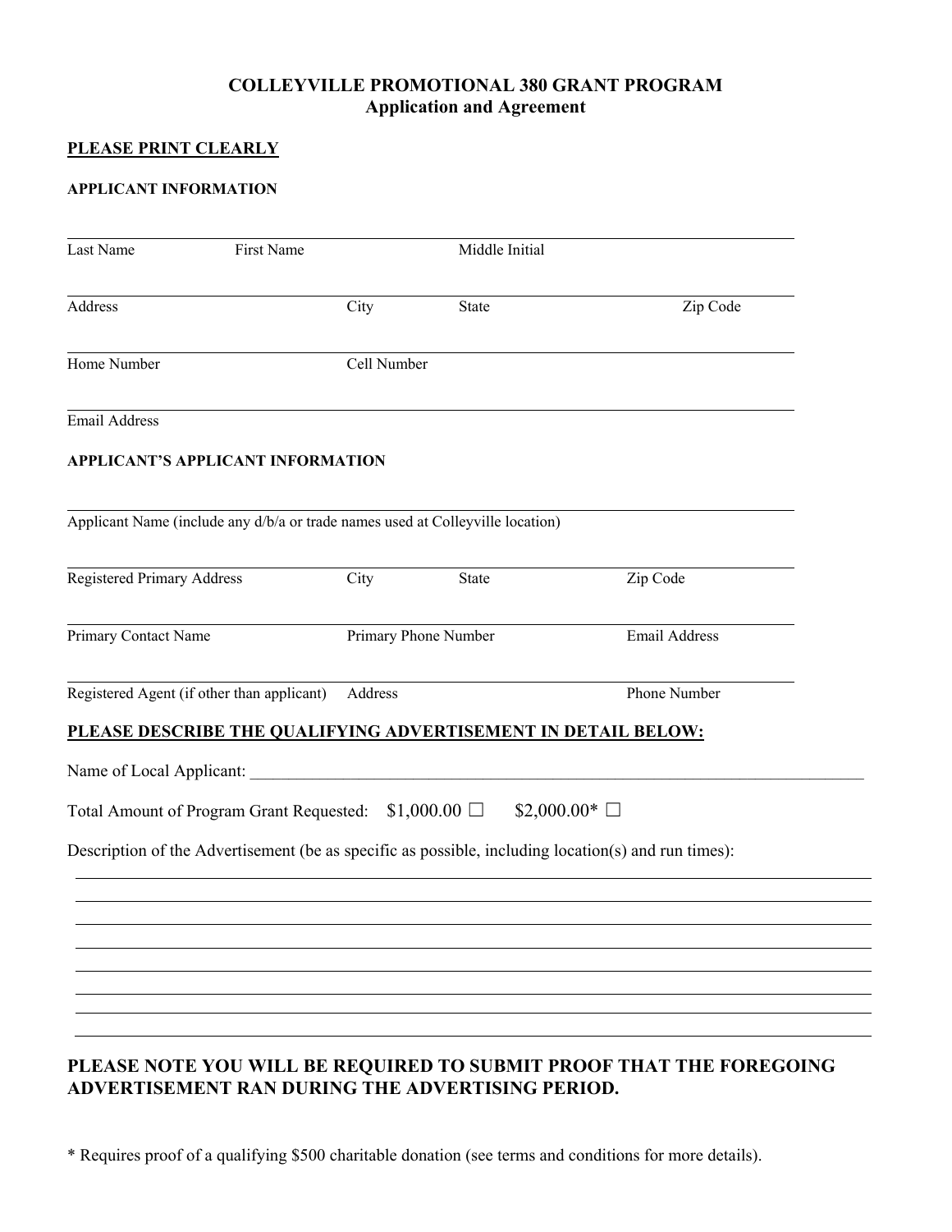# COLLEYVILLE PROMOTIONAL 380 GRANT PROGRAM
## Application and Agreement

**PLEASE PRINT CLEARLY**

**APPLICANT INFORMATION**

Last Name ____ First Name ____ Middle Initial ____

Address ____ City ____ State ____ Zip Code ____

Home Number ____ Cell Number ____

Email Address ____

**APPLICANT'S APPLICANT INFORMATION**

Applicant Name (include any d/b/a or trade names used at Colleyville location) ____

Registered Primary Address ____ City ____ State ____ Zip Code ____

Primary Contact Name ____ Primary Phone Number ____ Email Address ____

Registered Agent (if other than applicant) ____ Address ____ Phone Number ____

**PLEASE DESCRIBE THE QUALIFYING ADVERTISEMENT IN DETAIL BELOW:**

Name of Local Applicant: ________________________________________________

Total Amount of Program Grant Requested: $1,000.00 ☐ $2,000.00* ☐

Description of the Advertisement (be as specific as possible, including location(s) and run times):

________________________________________________

________________________________________________

________________________________________________

________________________________________________

________________________________________________

________________________________________________

________________________________________________

**PLEASE NOTE YOU WILL BE REQUIRED TO SUBMIT PROOF THAT THE FOREGOING ADVERTISEMENT RAN DURING THE ADVERTISING PERIOD.**

\* Requires proof of a qualifying $500 charitable donation (see terms and conditions for more details).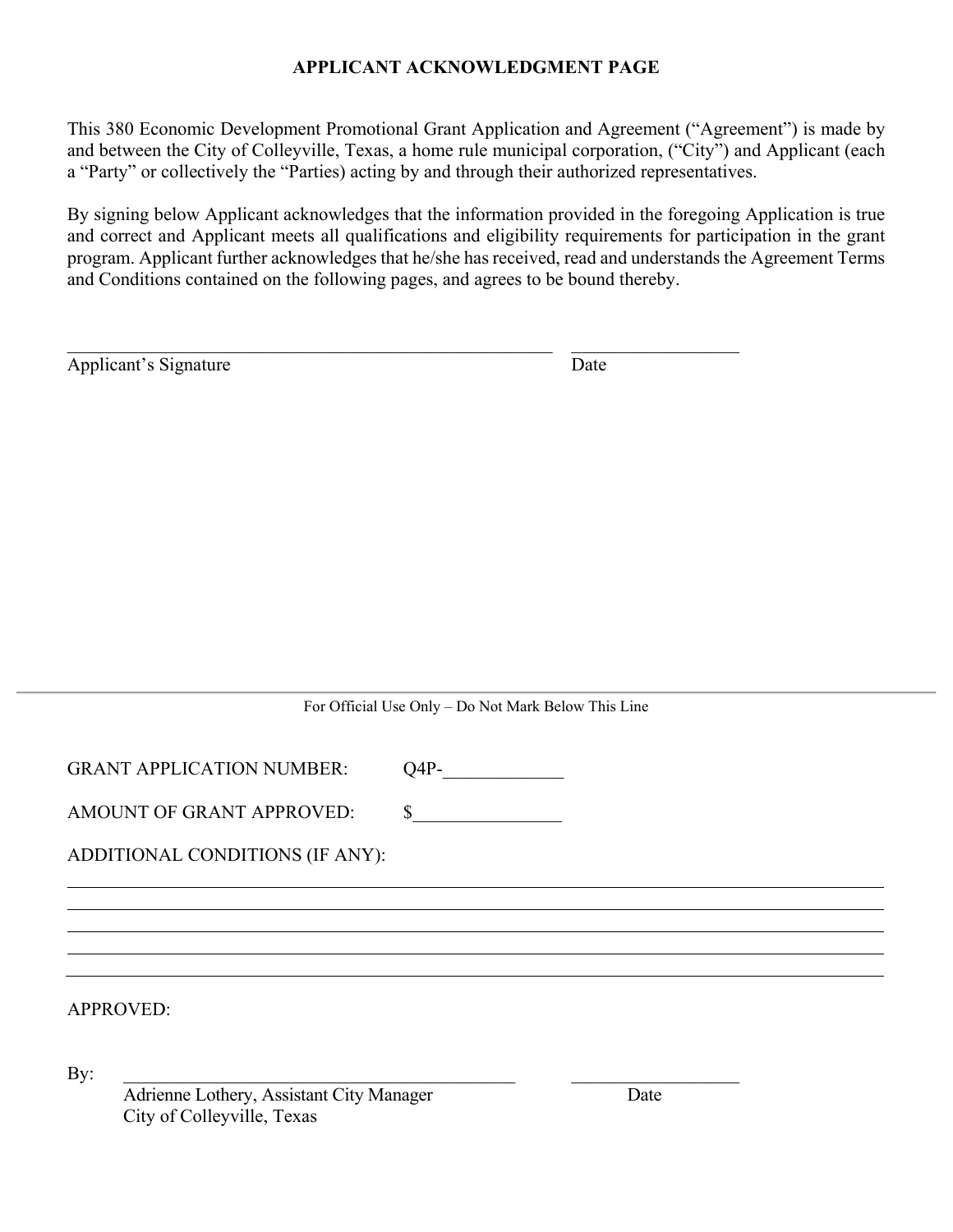## APPLICANT ACKNOWLEDGMENT PAGE

This 380 Economic Development Promotional Grant Application and Agreement ("Agreement") is made by and between the City of Colleyville, Texas, a home rule municipal corporation, ("City") and Applicant (each a "Party" or collectively the "Parties) acting by and through their authorized representatives.

By signing below Applicant acknowledges that the information provided in the foregoing Application is true and correct and Applicant meets all qualifications and eligibility requirements for participation in the grant program. Applicant further acknowledges that he/she has received, read and understands the Agreement Terms and Conditions contained on the following pages, and agrees to be bound thereby.

\_\_\_\_\_\_\_\_\_\_\_\_\_\_\_\_\_\_\_\_\_\_\_\_\_\_\_\_\_\_\_\_\_\_\_\_\_\_\_\_\_\_\_\_ \_\_\_\_\_\_\_\_\_\_\_\_\_\_\_\_\_\_

Applicant's Signature Date

---

For Official Use Only – Do Not Mark Below This Line

GRANT APPLICATION NUMBER: Q4P-\_\_\_\_\_\_\_\_\_\_\_\_\_

AMOUNT OF GRANT APPROVED: $\_\_\_\_\_\_\_\_\_\_\_\_\_\_\_\_

ADDITIONAL CONDITIONS (IF ANY):

\_\_\_\_\_\_\_\_\_\_\_\_\_\_\_\_\_\_\_\_\_\_\_\_\_\_\_\_\_\_\_\_\_\_\_\_\_\_\_\_\_\_\_\_\_\_\_\_\_\_\_\_\_\_\_\_\_\_\_\_\_\_\_\_\_\_\_\_\_\_\_\_\_\_

\_\_\_\_\_\_\_\_\_\_\_\_\_\_\_\_\_\_\_\_\_\_\_\_\_\_\_\_\_\_\_\_\_\_\_\_\_\_\_\_\_\_\_\_\_\_\_\_\_\_\_\_\_\_\_\_\_\_\_\_\_\_\_\_\_\_\_\_\_\_\_\_\_\_

\_\_\_\_\_\_\_\_\_\_\_\_\_\_\_\_\_\_\_\_\_\_\_\_\_\_\_\_\_\_\_\_\_\_\_\_\_\_\_\_\_\_\_\_\_\_\_\_\_\_\_\_\_\_\_\_\_\_\_\_\_\_\_\_\_\_\_\_\_\_\_\_\_\_

\_\_\_\_\_\_\_\_\_\_\_\_\_\_\_\_\_\_\_\_\_\_\_\_\_\_\_\_\_\_\_\_\_\_\_\_\_\_\_\_\_\_\_\_\_\_\_\_\_\_\_\_\_\_\_\_\_\_\_\_\_\_\_\_\_\_\_\_\_\_\_\_\_\_

\_\_\_\_\_\_\_\_\_\_\_\_\_\_\_\_\_\_\_\_\_\_\_\_\_\_\_\_\_\_\_\_\_\_\_\_\_\_\_\_\_\_\_\_\_\_\_\_\_\_\_\_\_\_\_\_\_\_\_\_\_\_\_\_\_\_\_\_\_\_\_\_\_\_

APPROVED:

By: \_\_\_\_\_\_\_\_\_\_\_\_\_\_\_\_\_\_\_\_\_\_\_\_\_\_\_\_\_\_\_\_\_\_\_\_\_\_\_\_ \_\_\_\_\_\_\_\_\_\_\_\_\_\_\_\_\_\_

Adrienne Lothery, Assistant City Manager Date

City of Colleyville, Texas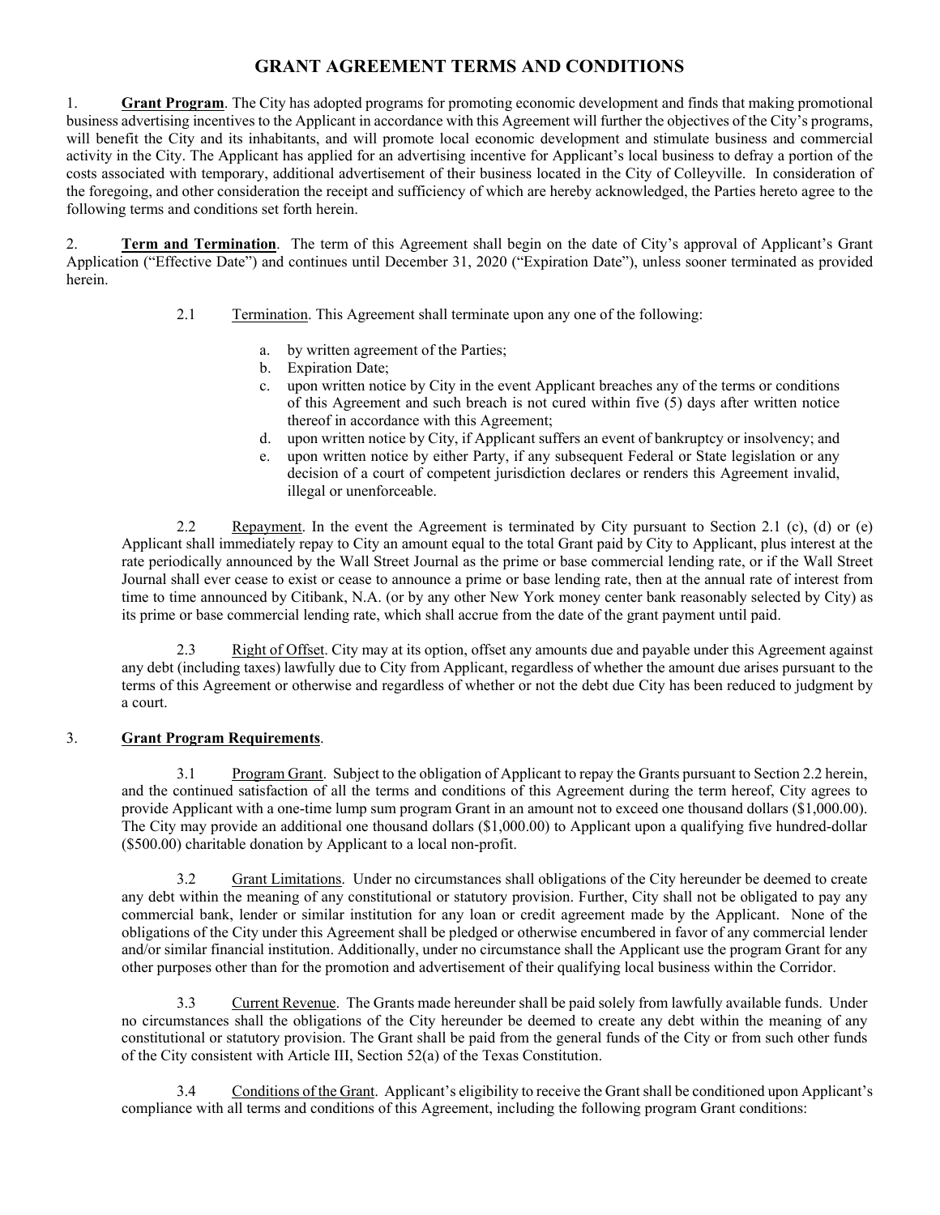# GRANT AGREEMENT TERMS AND CONDITIONS

1. **Grant Program**. The City has adopted programs for promoting economic development and finds that making promotional business advertising incentives to the Applicant in accordance with this Agreement will further the objectives of the City's programs, will benefit the City and its inhabitants, and will promote local economic development and stimulate business and commercial activity in the City. The Applicant has applied for an advertising incentive for Applicant's local business to defray a portion of the costs associated with temporary, additional advertisement of their business located in the City of Colleyville. In consideration of the foregoing, and other consideration the receipt and sufficiency of which are hereby acknowledged, the Parties hereto agree to the following terms and conditions set forth herein.

2. **Term and Termination**. The term of this Agreement shall begin on the date of City's approval of Applicant's Grant Application ("Effective Date") and continues until December 31, 2020 ("Expiration Date"), unless sooner terminated as provided herein.

2.1 Termination. This Agreement shall terminate upon any one of the following:

a. by written agreement of the Parties;
b. Expiration Date;
c. upon written notice by City in the event Applicant breaches any of the terms or conditions of this Agreement and such breach is not cured within five (5) days after written notice thereof in accordance with this Agreement;
d. upon written notice by City, if Applicant suffers an event of bankruptcy or insolvency; and
e. upon written notice by either Party, if any subsequent Federal or State legislation or any decision of a court of competent jurisdiction declares or renders this Agreement invalid, illegal or unenforceable.

2.2 Repayment. In the event the Agreement is terminated by City pursuant to Section 2.1 (c), (d) or (e) Applicant shall immediately repay to City an amount equal to the total Grant paid by City to Applicant, plus interest at the rate periodically announced by the Wall Street Journal as the prime or base commercial lending rate, or if the Wall Street Journal shall ever cease to exist or cease to announce a prime or base lending rate, then at the annual rate of interest from time to time announced by Citibank, N.A. (or by any other New York money center bank reasonably selected by City) as its prime or base commercial lending rate, which shall accrue from the date of the grant payment until paid.

2.3 Right of Offset. City may at its option, offset any amounts due and payable under this Agreement against any debt (including taxes) lawfully due to City from Applicant, regardless of whether the amount due arises pursuant to the terms of this Agreement or otherwise and regardless of whether or not the debt due City has been reduced to judgment by a court.

3. **Grant Program Requirements**.

3.1 Program Grant. Subject to the obligation of Applicant to repay the Grants pursuant to Section 2.2 herein, and the continued satisfaction of all the terms and conditions of this Agreement during the term hereof, City agrees to provide Applicant with a one-time lump sum program Grant in an amount not to exceed one thousand dollars ($1,000.00). The City may provide an additional one thousand dollars ($1,000.00) to Applicant upon a qualifying five hundred-dollar ($500.00) charitable donation by Applicant to a local non-profit.

3.2 Grant Limitations. Under no circumstances shall obligations of the City hereunder be deemed to create any debt within the meaning of any constitutional or statutory provision. Further, City shall not be obligated to pay any commercial bank, lender or similar institution for any loan or credit agreement made by the Applicant. None of the obligations of the City under this Agreement shall be pledged or otherwise encumbered in favor of any commercial lender and/or similar financial institution. Additionally, under no circumstance shall the Applicant use the program Grant for any other purposes other than for the promotion and advertisement of their qualifying local business within the Corridor.

3.3 Current Revenue. The Grants made hereunder shall be paid solely from lawfully available funds. Under no circumstances shall the obligations of the City hereunder be deemed to create any debt within the meaning of any constitutional or statutory provision. The Grant shall be paid from the general funds of the City or from such other funds of the City consistent with Article III, Section 52(a) of the Texas Constitution.

3.4 Conditions of the Grant. Applicant's eligibility to receive the Grant shall be conditioned upon Applicant's compliance with all terms and conditions of this Agreement, including the following program Grant conditions: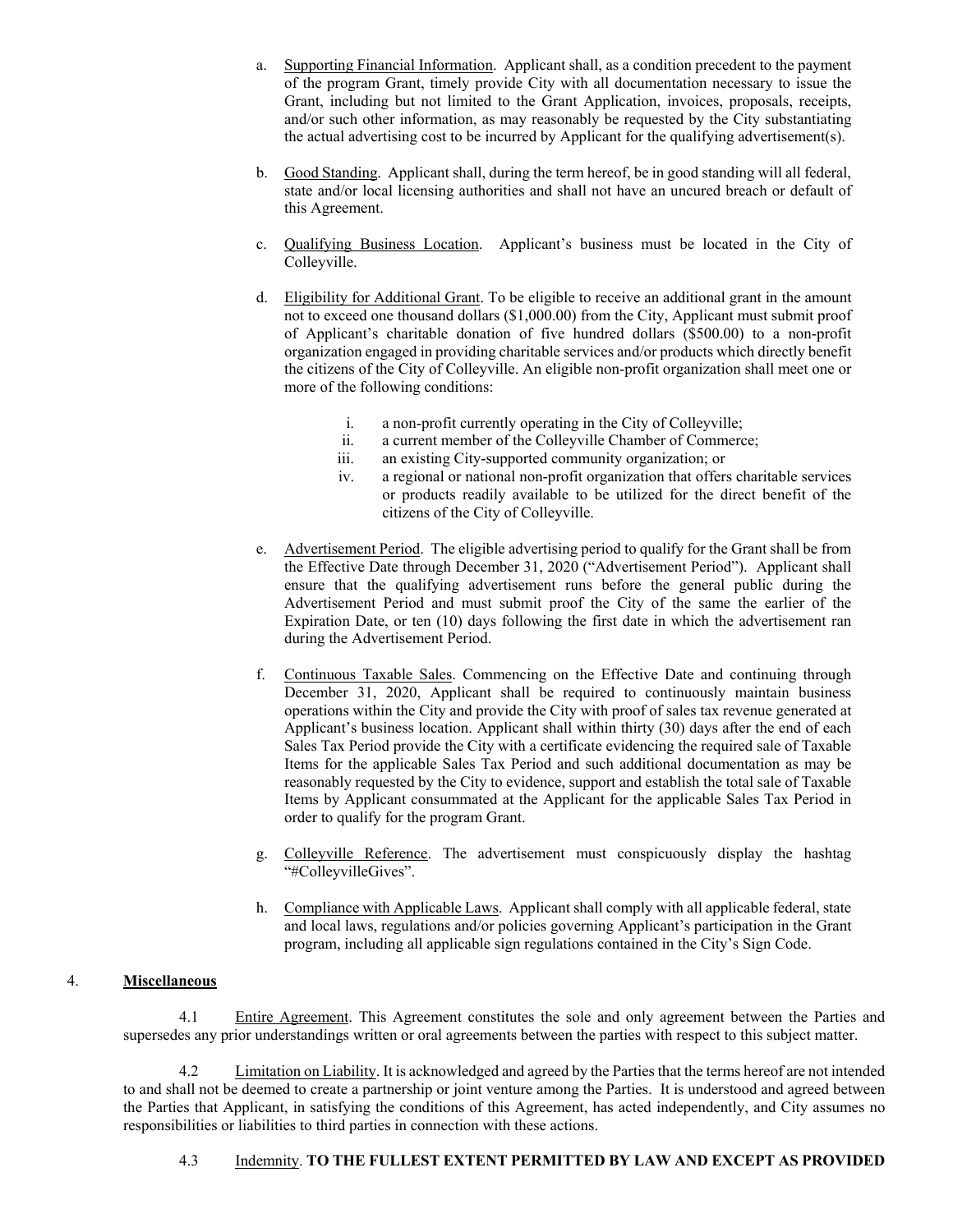a. Supporting Financial Information. Applicant shall, as a condition precedent to the payment of the program Grant, timely provide City with all documentation necessary to issue the Grant, including but not limited to the Grant Application, invoices, proposals, receipts, and/or such other information, as may reasonably be requested by the City substantiating the actual advertising cost to be incurred by Applicant for the qualifying advertisement(s).

b. Good Standing. Applicant shall, during the term hereof, be in good standing will all federal, state and/or local licensing authorities and shall not have an uncured breach or default of this Agreement.

c. Qualifying Business Location. Applicant's business must be located in the City of Colleyville.

d. Eligibility for Additional Grant. To be eligible to receive an additional grant in the amount not to exceed one thousand dollars ($1,000.00) from the City, Applicant must submit proof of Applicant's charitable donation of five hundred dollars ($500.00) to a non-profit organization engaged in providing charitable services and/or products which directly benefit the citizens of the City of Colleyville. An eligible non-profit organization shall meet one or more of the following conditions:

   i. a non-profit currently operating in the City of Colleyville;
   ii. a current member of the Colleyville Chamber of Commerce;
   iii. an existing City-supported community organization; or
   iv. a regional or national non-profit organization that offers charitable services or products readily available to be utilized for the direct benefit of the citizens of the City of Colleyville.

e. Advertisement Period. The eligible advertising period to qualify for the Grant shall be from the Effective Date through December 31, 2020 ("Advertisement Period"). Applicant shall ensure that the qualifying advertisement runs before the general public during the Advertisement Period and must submit proof the City of the same the earlier of the Expiration Date, or ten (10) days following the first date in which the advertisement ran during the Advertisement Period.

f. Continuous Taxable Sales. Commencing on the Effective Date and continuing through December 31, 2020, Applicant shall be required to continuously maintain business operations within the City and provide the City with proof of sales tax revenue generated at Applicant's business location. Applicant shall within thirty (30) days after the end of each Sales Tax Period provide the City with a certificate evidencing the required sale of Taxable Items for the applicable Sales Tax Period and such additional documentation as may be reasonably requested by the City to evidence, support and establish the total sale of Taxable Items by Applicant consummated at the Applicant for the applicable Sales Tax Period in order to qualify for the program Grant.

g. Colleyville Reference. The advertisement must conspicuously display the hashtag "#ColleyvilleGives".

h. Compliance with Applicable Laws. Applicant shall comply with all applicable federal, state and local laws, regulations and/or policies governing Applicant's participation in the Grant program, including all applicable sign regulations contained in the City's Sign Code.

4. **Miscellaneous**

4.1 Entire Agreement. This Agreement constitutes the sole and only agreement between the Parties and supersedes any prior understandings written or oral agreements between the parties with respect to this subject matter.

4.2 Limitation on Liability. It is acknowledged and agreed by the Parties that the terms hereof are not intended to and shall not be deemed to create a partnership or joint venture among the Parties. It is understood and agreed between the Parties that Applicant, in satisfying the conditions of this Agreement, has acted independently, and City assumes no responsibilities or liabilities to third parties in connection with these actions.

4.3 Indemnity. **TO THE FULLEST EXTENT PERMITTED BY LAW AND EXCEPT AS PROVIDED**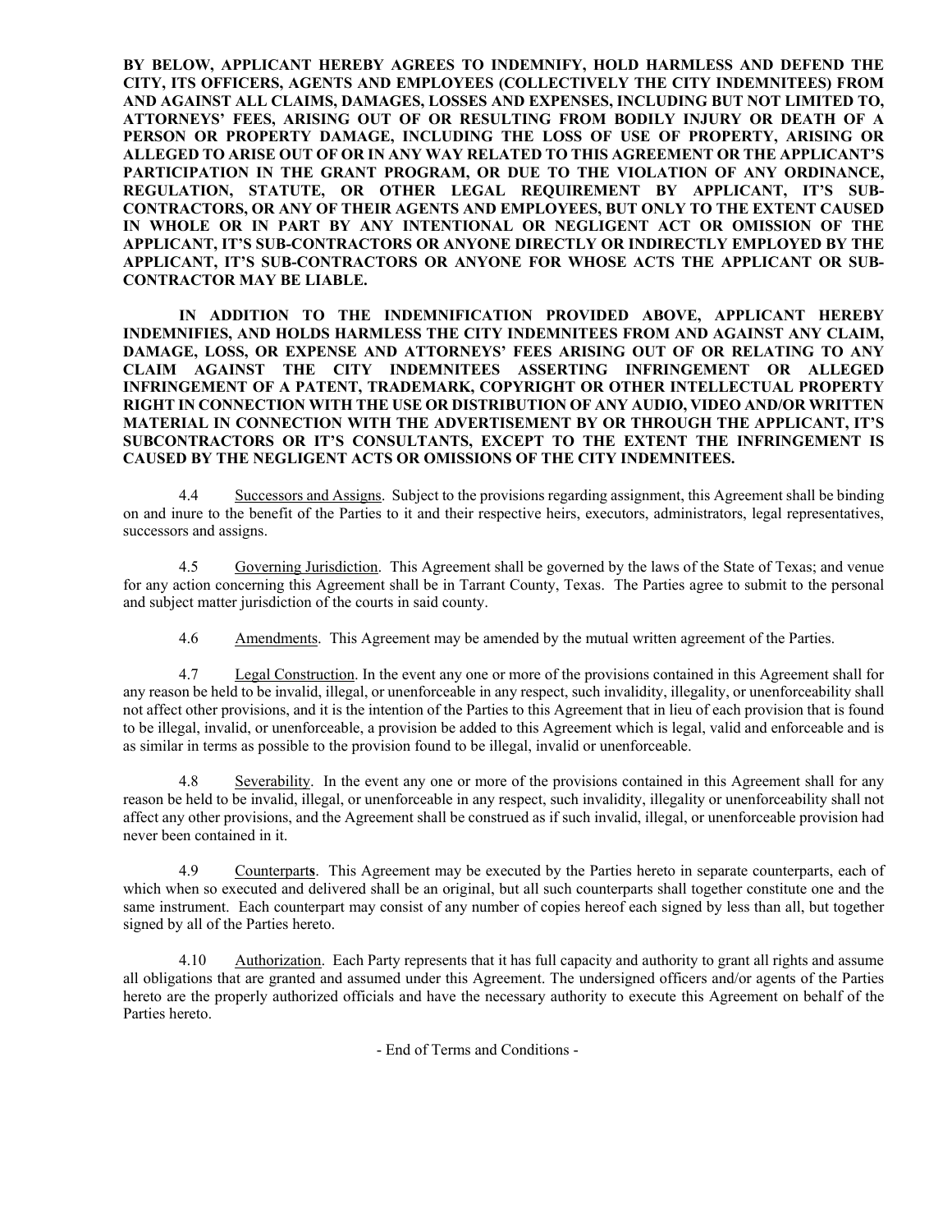**BY BELOW, APPLICANT HEREBY AGREES TO INDEMNIFY, HOLD HARMLESS AND DEFEND THE CITY, ITS OFFICERS, AGENTS AND EMPLOYEES (COLLECTIVELY THE CITY INDEMNITEES) FROM AND AGAINST ALL CLAIMS, DAMAGES, LOSSES AND EXPENSES, INCLUDING BUT NOT LIMITED TO, ATTORNEYS' FEES, ARISING OUT OF OR RESULTING FROM BODILY INJURY OR DEATH OF A PERSON OR PROPERTY DAMAGE, INCLUDING THE LOSS OF USE OF PROPERTY, ARISING OR ALLEGED TO ARISE OUT OF OR IN ANY WAY RELATED TO THIS AGREEMENT OR THE APPLICANT'S PARTICIPATION IN THE GRANT PROGRAM, OR DUE TO THE VIOLATION OF ANY ORDINANCE, REGULATION, STATUTE, OR OTHER LEGAL REQUIREMENT BY APPLICANT, IT'S SUB-CONTRACTORS, OR ANY OF THEIR AGENTS AND EMPLOYEES, BUT ONLY TO THE EXTENT CAUSED IN WHOLE OR IN PART BY ANY INTENTIONAL OR NEGLIGENT ACT OR OMISSION OF THE APPLICANT, IT'S SUB-CONTRACTORS OR ANYONE DIRECTLY OR INDIRECTLY EMPLOYED BY THE APPLICANT, IT'S SUB-CONTRACTORS OR ANYONE FOR WHOSE ACTS THE APPLICANT OR SUB-CONTRACTOR MAY BE LIABLE.**

**IN ADDITION TO THE INDEMNIFICATION PROVIDED ABOVE, APPLICANT HEREBY INDEMNIFIES, AND HOLDS HARMLESS THE CITY INDEMNITEES FROM AND AGAINST ANY CLAIM, DAMAGE, LOSS, OR EXPENSE AND ATTORNEYS' FEES ARISING OUT OF OR RELATING TO ANY CLAIM AGAINST THE CITY INDEMNITEES ASSERTING INFRINGEMENT OR ALLEGED INFRINGEMENT OF A PATENT, TRADEMARK, COPYRIGHT OR OTHER INTELLECTUAL PROPERTY RIGHT IN CONNECTION WITH THE USE OR DISTRIBUTION OF ANY AUDIO, VIDEO AND/OR WRITTEN MATERIAL IN CONNECTION WITH THE ADVERTISEMENT BY OR THROUGH THE APPLICANT, IT'S SUBCONTRACTORS OR IT'S CONSULTANTS, EXCEPT TO THE EXTENT THE INFRINGEMENT IS CAUSED BY THE NEGLIGENT ACTS OR OMISSIONS OF THE CITY INDEMNITEES.**

4.4 Successors and Assigns. Subject to the provisions regarding assignment, this Agreement shall be binding on and inure to the benefit of the Parties to it and their respective heirs, executors, administrators, legal representatives, successors and assigns.

4.5 Governing Jurisdiction. This Agreement shall be governed by the laws of the State of Texas; and venue for any action concerning this Agreement shall be in Tarrant County, Texas. The Parties agree to submit to the personal and subject matter jurisdiction of the courts in said county.

4.6 Amendments. This Agreement may be amended by the mutual written agreement of the Parties.

4.7 Legal Construction. In the event any one or more of the provisions contained in this Agreement shall for any reason be held to be invalid, illegal, or unenforceable in any respect, such invalidity, illegality, or unenforceability shall not affect other provisions, and it is the intention of the Parties to this Agreement that in lieu of each provision that is found to be illegal, invalid, or unenforceable, a provision be added to this Agreement which is legal, valid and enforceable and is as similar in terms as possible to the provision found to be illegal, invalid or unenforceable.

4.8 Severability. In the event any one or more of the provisions contained in this Agreement shall for any reason be held to be invalid, illegal, or unenforceable in any respect, such invalidity, illegality or unenforceability shall not affect any other provisions, and the Agreement shall be construed as if such invalid, illegal, or unenforceable provision had never been contained in it.

4.9 Counterparts. This Agreement may be executed by the Parties hereto in separate counterparts, each of which when so executed and delivered shall be an original, but all such counterparts shall together constitute one and the same instrument. Each counterpart may consist of any number of copies hereof each signed by less than all, but together signed by all of the Parties hereto.

4.10 Authorization. Each Party represents that it has full capacity and authority to grant all rights and assume all obligations that are granted and assumed under this Agreement. The undersigned officers and/or agents of the Parties hereto are the properly authorized officials and have the necessary authority to execute this Agreement on behalf of the Parties hereto.

- End of Terms and Conditions -